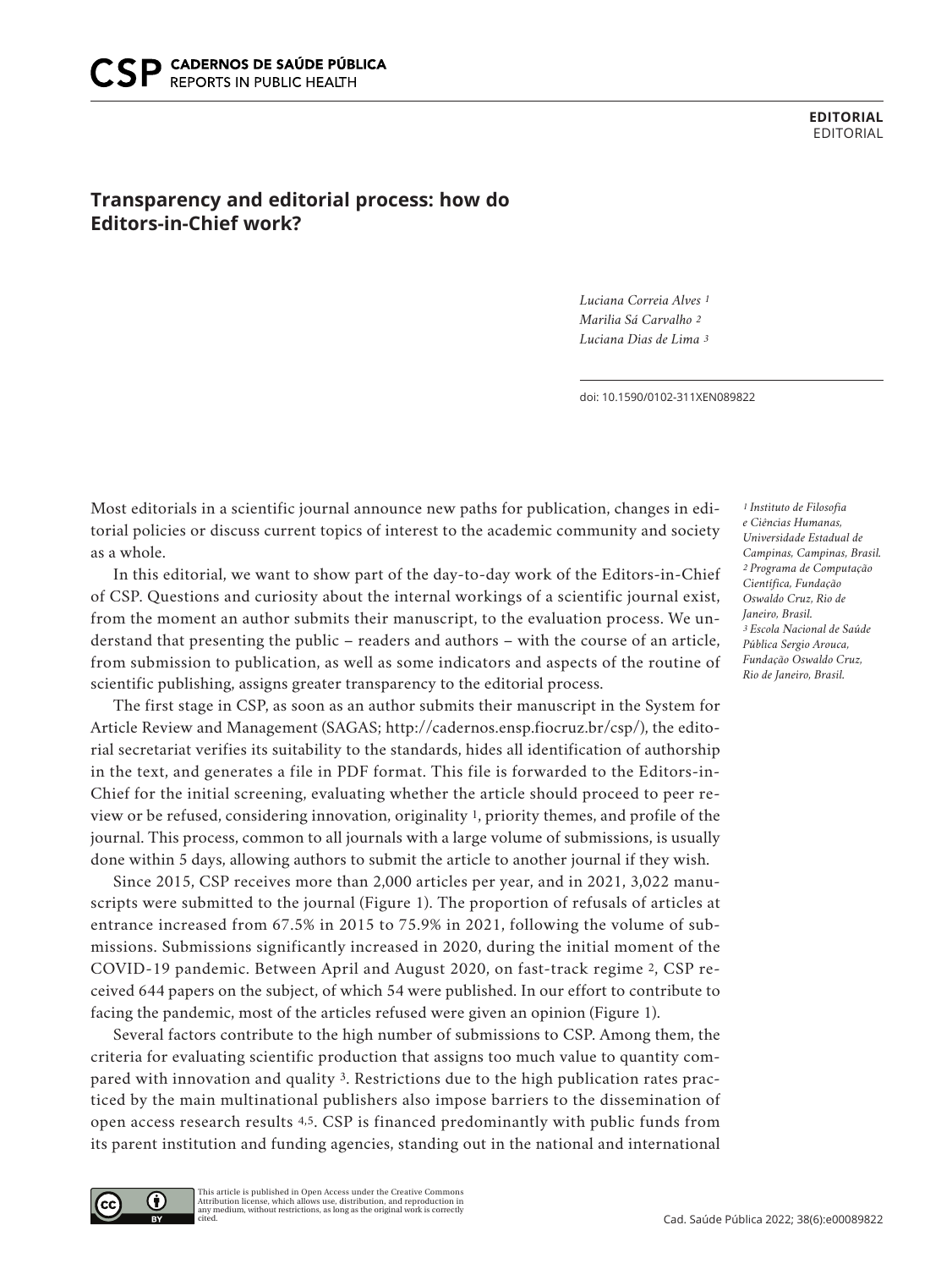EDITORIAL
EDITORIAL

# Transparency and editorial process: how do Editors-in-Chief work?

*Luciana Correia Alves* [1]
*Marilia Sá Carvalho* [2]
*Luciana Dias de Lima* [3]

doi: 10.1590/0102-311XEN089822

*[1] Instituto de Filosofia e Ciências Humanas, Universidade Estadual de Campinas, Campinas, Brasil.*
*[2] Programa de Computação Científica, Fundação Oswaldo Cruz, Rio de Janeiro, Brasil.*
*[3] Escola Nacional de Saúde Pública Sergio Arouca, Fundação Oswaldo Cruz, Rio de Janeiro, Brasil.*

Most editorials in a scientific journal announce new paths for publication, changes in editorial policies or discuss current topics of interest to the academic community and society as a whole.

In this editorial, we want to show part of the day-to-day work of the Editors-in-Chief of CSP. Questions and curiosity about the internal workings of a scientific journal exist, from the moment an author submits their manuscript, to the evaluation process. We understand that presenting the public – readers and authors – with the course of an article, from submission to publication, as well as some indicators and aspects of the routine of scientific publishing, assigns greater transparency to the editorial process.

The first stage in CSP, as soon as an author submits their manuscript in the System for Article Review and Management (SAGAS; http://cadernos.ensp.fiocruz.br/csp/), the editorial secretariat verifies its suitability to the standards, hides all identification of authorship in the text, and generates a file in PDF format. This file is forwarded to the Editors-in-Chief for the initial screening, evaluating whether the article should proceed to peer review or be refused, considering innovation, originality [1], priority themes, and profile of the journal. This process, common to all journals with a large volume of submissions, is usually done within 5 days, allowing authors to submit the article to another journal if they wish.

Since 2015, CSP receives more than 2,000 articles per year, and in 2021, 3,022 manuscripts were submitted to the journal (Figure 1). The proportion of refusals of articles at entrance increased from 67.5% in 2015 to 75.9% in 2021, following the volume of submissions. Submissions significantly increased in 2020, during the initial moment of the COVID-19 pandemic. Between April and August 2020, on fast-track regime [2], CSP received 644 papers on the subject, of which 54 were published. In our effort to contribute to facing the pandemic, most of the articles refused were given an opinion (Figure 1).

Several factors contribute to the high number of submissions to CSP. Among them, the criteria for evaluating scientific production that assigns too much value to quantity compared with innovation and quality [3]. Restrictions due to the high publication rates practiced by the main multinational publishers also impose barriers to the dissemination of open access research results [4,5]. CSP is financed predominantly with public funds from its parent institution and funding agencies, standing out in the national and international

This article is published in Open Access under the Creative Commons Attribution license, which allows use, distribution, and reproduction in any medium, without restrictions, as long as the original work is correctly cited.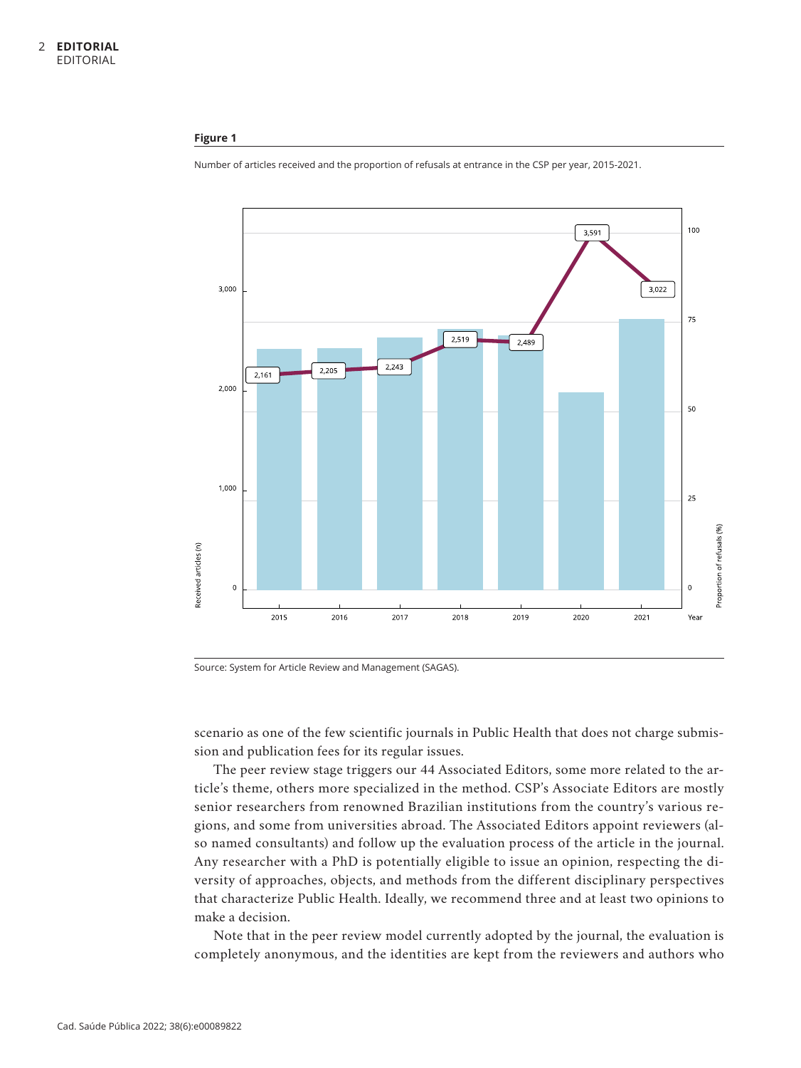**Figure 1**

Number of articles received and the proportion of refusals at entrance in the CSP per year, 2015-2021.

Source: System for Article Review and Management (SAGAS).

scenario as one of the few scientific journals in Public Health that does not charge submission and publication fees for its regular issues.

The peer review stage triggers our 44 Associated Editors, some more related to the article's theme, others more specialized in the method. CSP's Associate Editors are mostly senior researchers from renowned Brazilian institutions from the country's various regions, and some from universities abroad. The Associated Editors appoint reviewers (also named consultants) and follow up the evaluation process of the article in the journal. Any researcher with a PhD is potentially eligible to issue an opinion, respecting the diversity of approaches, objects, and methods from the different disciplinary perspectives that characterize Public Health. Ideally, we recommend three and at least two opinions to make a decision.

Note that in the peer review model currently adopted by the journal, the evaluation is completely anonymous, and the identities are kept from the reviewers and authors who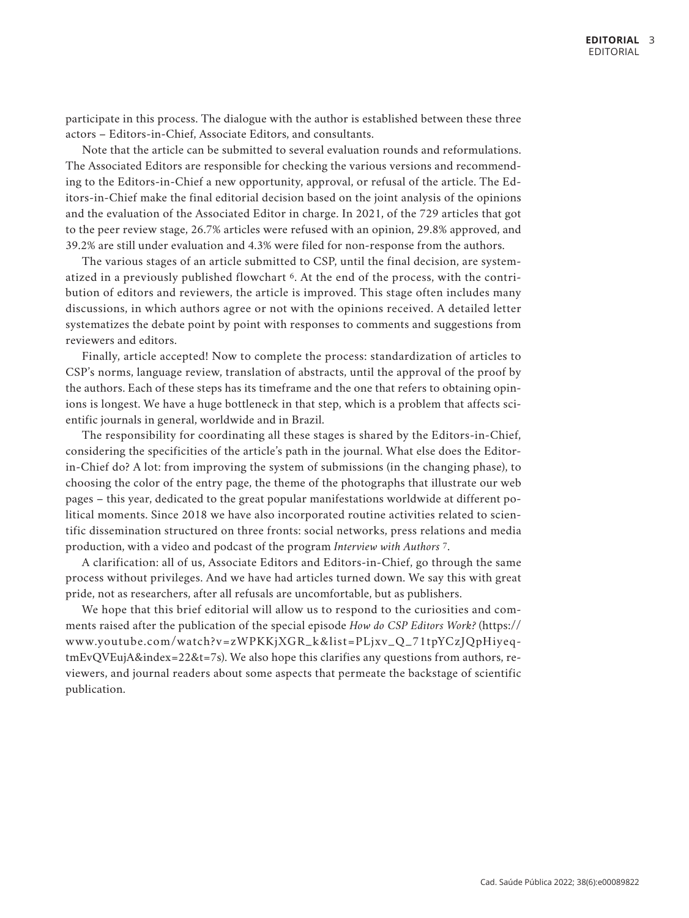participate in this process. The dialogue with the author is established between these three actors – Editors-in-Chief, Associate Editors, and consultants.

Note that the article can be submitted to several evaluation rounds and reformulations. The Associated Editors are responsible for checking the various versions and recommending to the Editors-in-Chief a new opportunity, approval, or refusal of the article. The Editors-in-Chief make the final editorial decision based on the joint analysis of the opinions and the evaluation of the Associated Editor in charge. In 2021, of the 729 articles that got to the peer review stage, 26.7% articles were refused with an opinion, 29.8% approved, and 39.2% are still under evaluation and 4.3% were filed for non-response from the authors.

The various stages of an article submitted to CSP, until the final decision, are systematized in a previously published flowchart [6]. At the end of the process, with the contribution of editors and reviewers, the article is improved. This stage often includes many discussions, in which authors agree or not with the opinions received. A detailed letter systematizes the debate point by point with responses to comments and suggestions from reviewers and editors.

Finally, article accepted! Now to complete the process: standardization of articles to CSP's norms, language review, translation of abstracts, until the approval of the proof by the authors. Each of these steps has its timeframe and the one that refers to obtaining opinions is longest. We have a huge bottleneck in that step, which is a problem that affects scientific journals in general, worldwide and in Brazil.

The responsibility for coordinating all these stages is shared by the Editors-in-Chief, considering the specificities of the article's path in the journal. What else does the Editor-in-Chief do? A lot: from improving the system of submissions (in the changing phase), to choosing the color of the entry page, the theme of the photographs that illustrate our web pages – this year, dedicated to the great popular manifestations worldwide at different political moments. Since 2018 we have also incorporated routine activities related to scientific dissemination structured on three fronts: social networks, press relations and media production, with a video and podcast of the program *Interview with Authors* [7].

A clarification: all of us, Associate Editors and Editors-in-Chief, go through the same process without privileges. And we have had articles turned down. We say this with great pride, not as researchers, after all refusals are uncomfortable, but as publishers.

We hope that this brief editorial will allow us to respond to the curiosities and comments raised after the publication of the special episode *How do CSP Editors Work?* (https://www.youtube.com/watch?v=zWPKKjXGR_k&list=PLjxv_Q_71tpYCzJQpHiyeqtmEvQVEujA&index=22&t=7s). We also hope this clarifies any questions from authors, reviewers, and journal readers about some aspects that permeate the backstage of scientific publication.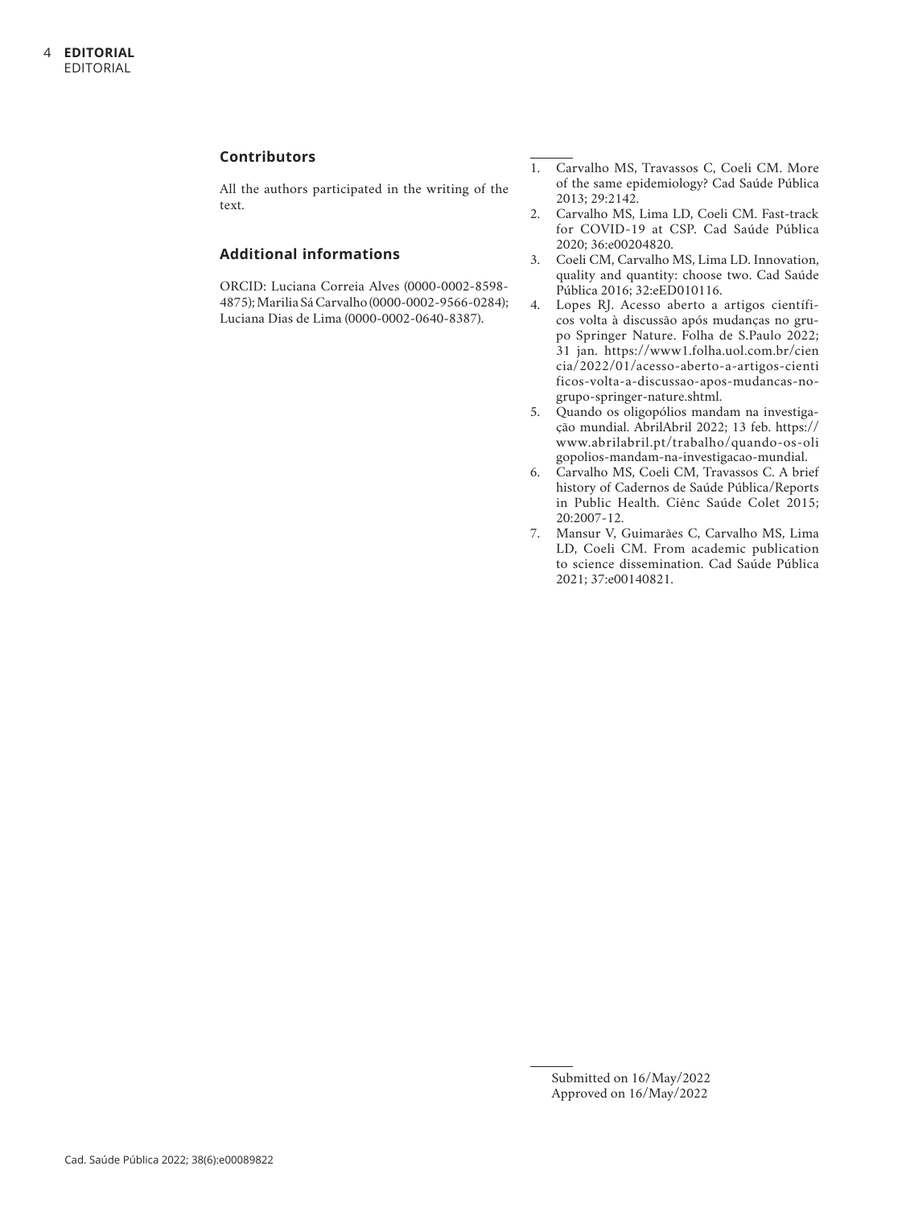## Contributors

All the authors participated in the writing of the text.

## Additional informations

ORCID: Luciana Correia Alves (0000-0002-8598-4875); Marilia Sá Carvalho (0000-0002-9566-0284); Luciana Dias de Lima (0000-0002-0640-8387).

1. Carvalho MS, Travassos C, Coeli CM. More of the same epidemiology? Cad Saúde Pública 2013; 29:2142.
2. Carvalho MS, Lima LD, Coeli CM. Fast-track for COVID-19 at CSP. Cad Saúde Pública 2020; 36:e00204820.
3. Coeli CM, Carvalho MS, Lima LD. Innovation, quality and quantity: choose two. Cad Saúde Pública 2016; 32:eED010116.
4. Lopes RJ. Acesso aberto a artigos científicos volta à discussão após mudanças no grupo Springer Nature. Folha de S.Paulo 2022; 31 jan. https://www1.folha.uol.com.br/ciencia/2022/01/acesso-aberto-a-artigos-cientificos-volta-a-discussao-apos-mudancas-no-grupo-springer-nature.shtml.
5. Quando os oligopólios mandam na investigação mundial. AbrilAbril 2022; 13 feb. https://www.abrilabril.pt/trabalho/quando-os-oligopolios-mandam-na-investigacao-mundial.
6. Carvalho MS, Coeli CM, Travassos C. A brief history of Cadernos de Saúde Pública/Reports in Public Health. Ciênc Saúde Colet 2015; 20:2007-12.
7. Mansur V, Guimarães C, Carvalho MS, Lima LD, Coeli CM. From academic publication to science dissemination. Cad Saúde Pública 2021; 37:e00140821.

Submitted on 16/May/2022
Approved on 16/May/2022